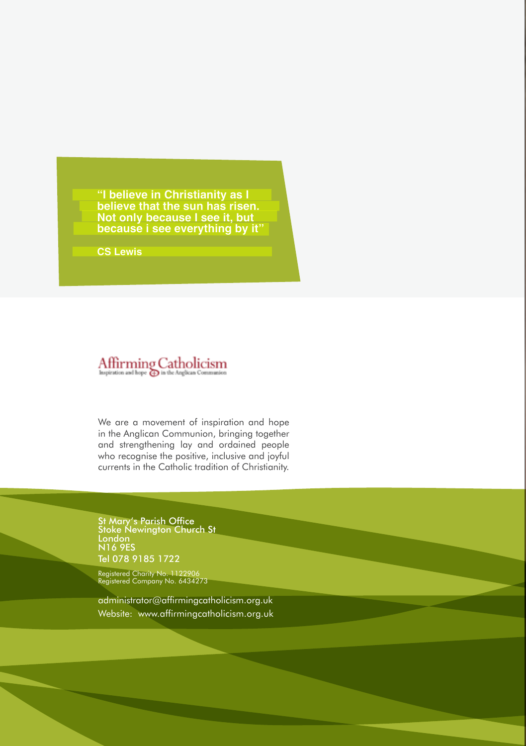> "I believe in Christianity as I believe that the sun has risen. Not only because I see it, but because i see everything by it"
>
> CS Lewis

Affirming Catholicism
Inspiration and hope in the Anglican Communion

We are a movement of inspiration and hope in the Anglican Communion, bringing together and strengthening lay and ordained people who recognise the positive, inclusive and joyful currents in the Catholic tradition of Christianity.

St Mary's Parish Office
Stoke Newington Church St
London
N16 9ES
Tel 078 9185 1722

Registered Charity No. 1122906
Registered Company No. 6434273

administrator@affirmingcatholicism.org.uk
Website: www.affirmingcatholicism.org.uk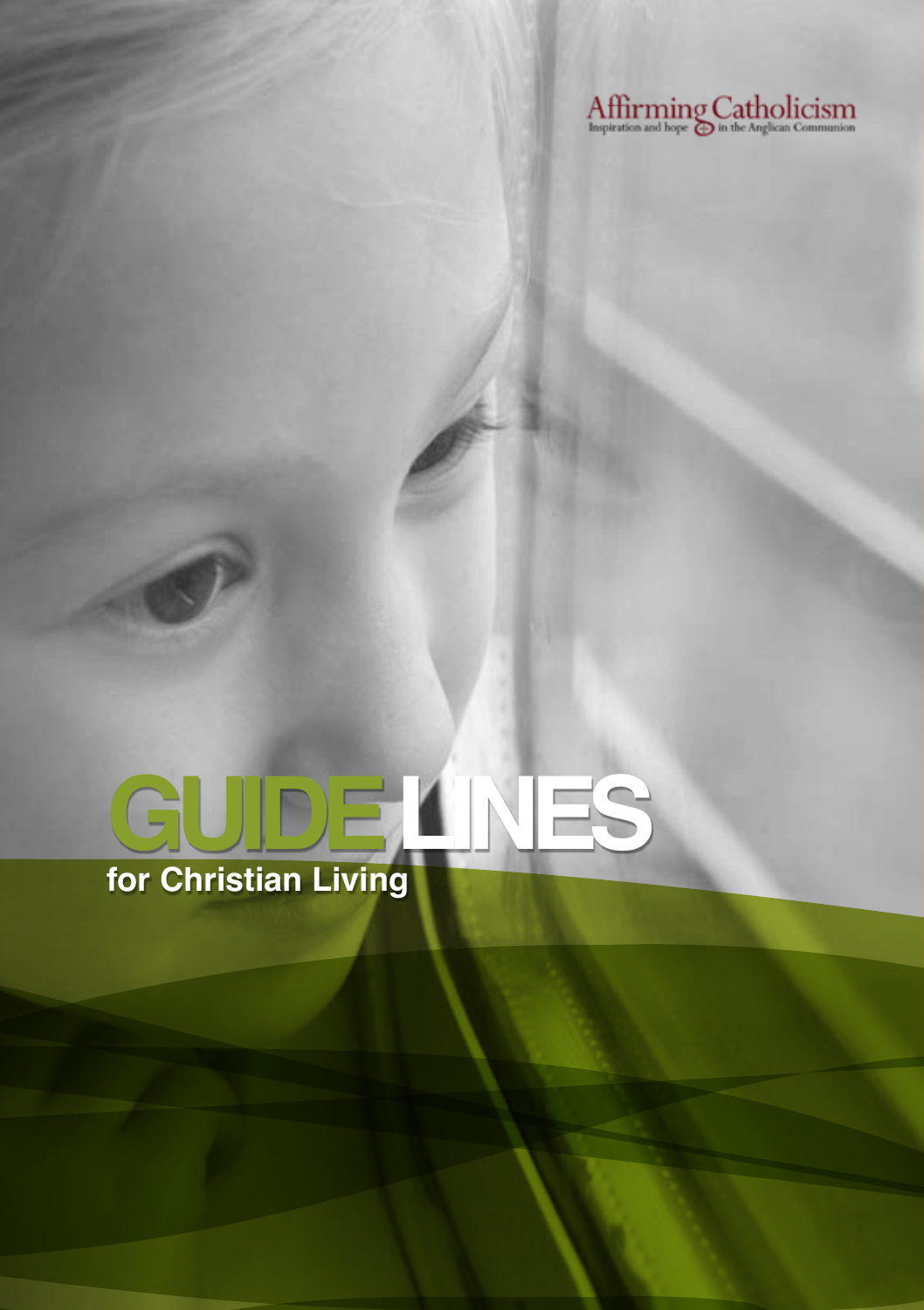Affirming Catholicism
Inspiration and hope in the Anglican Communion

# GUIDELINES

## for Christian Living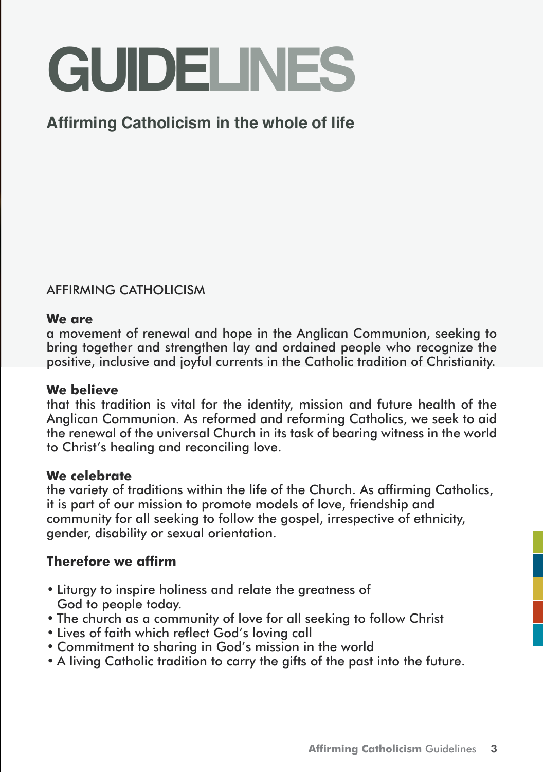# GUIDELINES

## Affirming Catholicism in the whole of life

AFFIRMING CATHOLICISM

**We are**
a movement of renewal and hope in the Anglican Communion, seeking to bring together and strengthen lay and ordained people who recognize the positive, inclusive and joyful currents in the Catholic tradition of Christianity.

**We believe**
that this tradition is vital for the identity, mission and future health of the Anglican Communion. As reformed and reforming Catholics, we seek to aid the renewal of the universal Church in its task of bearing witness in the world to Christ's healing and reconciling love.

**We celebrate**
the variety of traditions within the life of the Church. As affirming Catholics, it is part of our mission to promote models of love, friendship and community for all seeking to follow the gospel, irrespective of ethnicity, gender, disability or sexual orientation.

**Therefore we affirm**

- Liturgy to inspire holiness and relate the greatness of God to people today.
- The church as a community of love for all seeking to follow Christ
- Lives of faith which reflect God's loving call
- Commitment to sharing in God's mission in the world
- A living Catholic tradition to carry the gifts of the past into the future.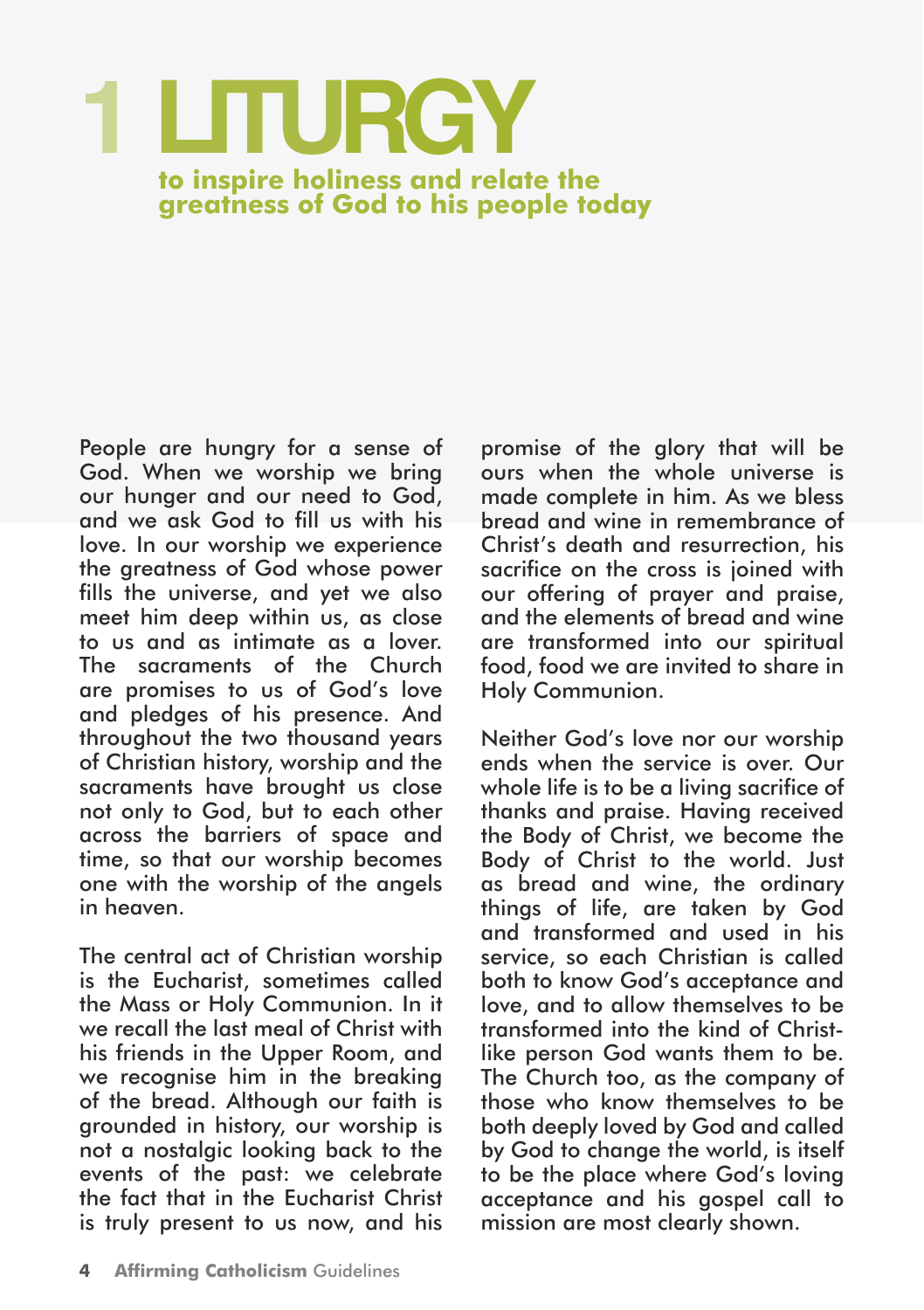# 1 LITURGY

**to inspire holiness and relate the greatness of God to his people today**

People are hungry for a sense of God. When we worship we bring our hunger and our need to God, and we ask God to fill us with his love. In our worship we experience the greatness of God whose power fills the universe, and yet we also meet him deep within us, as close to us and as intimate as a lover. The sacraments of the Church are promises to us of God's love and pledges of his presence. And throughout the two thousand years of Christian history, worship and the sacraments have brought us close not only to God, but to each other across the barriers of space and time, so that our worship becomes one with the worship of the angels in heaven.

The central act of Christian worship is the Eucharist, sometimes called the Mass or Holy Communion. In it we recall the last meal of Christ with his friends in the Upper Room, and we recognise him in the breaking of the bread. Although our faith is grounded in history, our worship is not a nostalgic looking back to the events of the past: we celebrate the fact that in the Eucharist Christ is truly present to us now, and his promise of the glory that will be ours when the whole universe is made complete in him. As we bless bread and wine in remembrance of Christ's death and resurrection, his sacrifice on the cross is joined with our offering of prayer and praise, and the elements of bread and wine are transformed into our spiritual food, food we are invited to share in Holy Communion.

Neither God's love nor our worship ends when the service is over. Our whole life is to be a living sacrifice of thanks and praise. Having received the Body of Christ, we become the Body of Christ to the world. Just as bread and wine, the ordinary things of life, are taken by God and transformed and used in his service, so each Christian is called both to know God's acceptance and love, and to allow themselves to be transformed into the kind of Christ-like person God wants them to be. The Church too, as the company of those who know themselves to be both deeply loved by God and called by God to change the world, is itself to be the place where God's loving acceptance and his gospel call to mission are most clearly shown.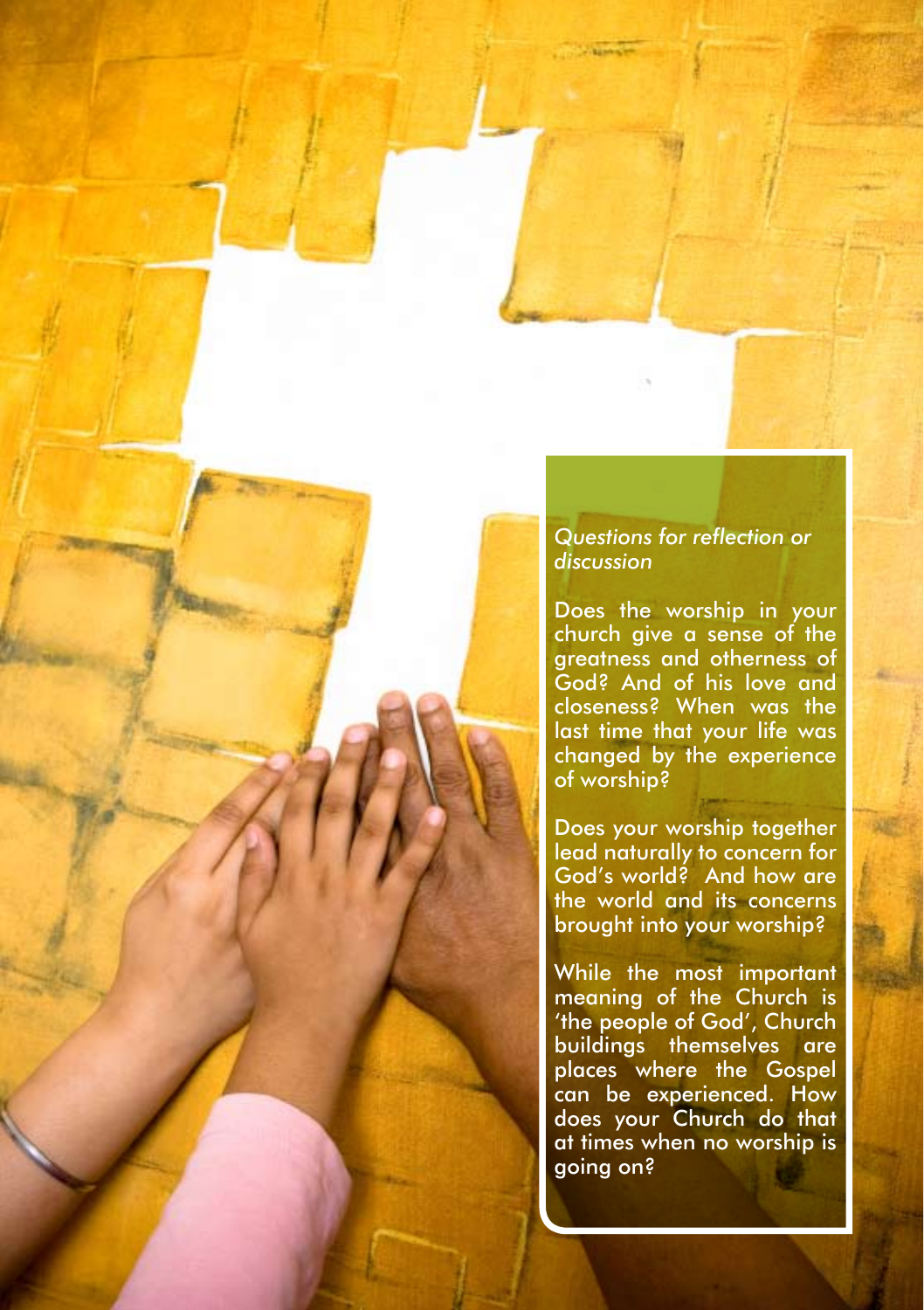*Questions for reflection or discussion*

Does the worship in your church give a sense of the greatness and otherness of God? And of his love and closeness? When was the last time that your life was changed by the experience of worship?

Does your worship together lead naturally to concern for God's world? And how are the world and its concerns brought into your worship?

While the most important meaning of the Church is 'the people of God', Church buildings themselves are places where the Gospel can be experienced. How does your Church do that at times when no worship is going on?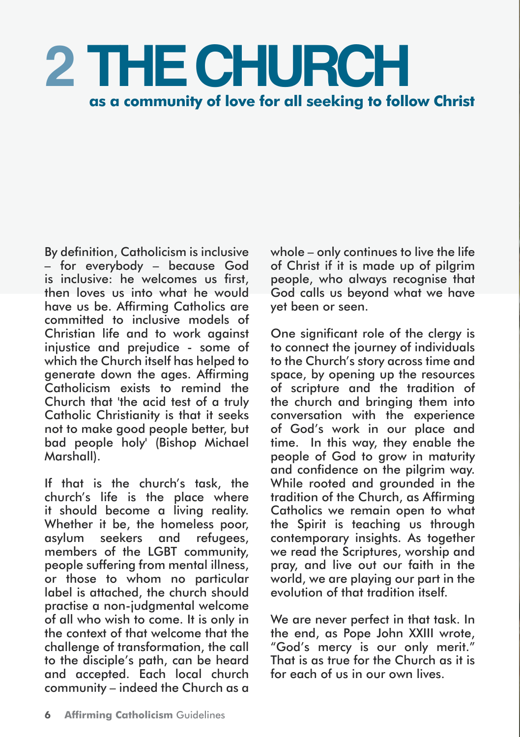# 2 THE CHURCH

## as a community of love for all seeking to follow Christ

By definition, Catholicism is inclusive – for everybody – because God is inclusive: he welcomes us first, then loves us into what he would have us be. Affirming Catholics are committed to inclusive models of Christian life and to work against injustice and prejudice - some of which the Church itself has helped to generate down the ages. Affirming Catholicism exists to remind the Church that 'the acid test of a truly Catholic Christianity is that it seeks not to make good people better, but bad people holy' (Bishop Michael Marshall).

If that is the church's task, the church's life is the place where it should become a living reality. Whether it be, the homeless poor, asylum seekers and refugees, members of the LGBT community, people suffering from mental illness, or those to whom no particular label is attached, the church should practise a non-judgmental welcome of all who wish to come. It is only in the context of that welcome that the challenge of transformation, the call to the disciple's path, can be heard and accepted. Each local church community – indeed the Church as a whole – only continues to live the life of Christ if it is made up of pilgrim people, who always recognise that God calls us beyond what we have yet been or seen.

One significant role of the clergy is to connect the journey of individuals to the Church's story across time and space, by opening up the resources of scripture and the tradition of the church and bringing them into conversation with the experience of God's work in our place and time. In this way, they enable the people of God to grow in maturity and confidence on the pilgrim way. While rooted and grounded in the tradition of the Church, as Affirming Catholics we remain open to what the Spirit is teaching us through contemporary insights. As together we read the Scriptures, worship and pray, and live out our faith in the world, we are playing our part in the evolution of that tradition itself.

We are never perfect in that task. In the end, as Pope John XXIII wrote, "God's mercy is our only merit." That is as true for the Church as it is for each of us in our own lives.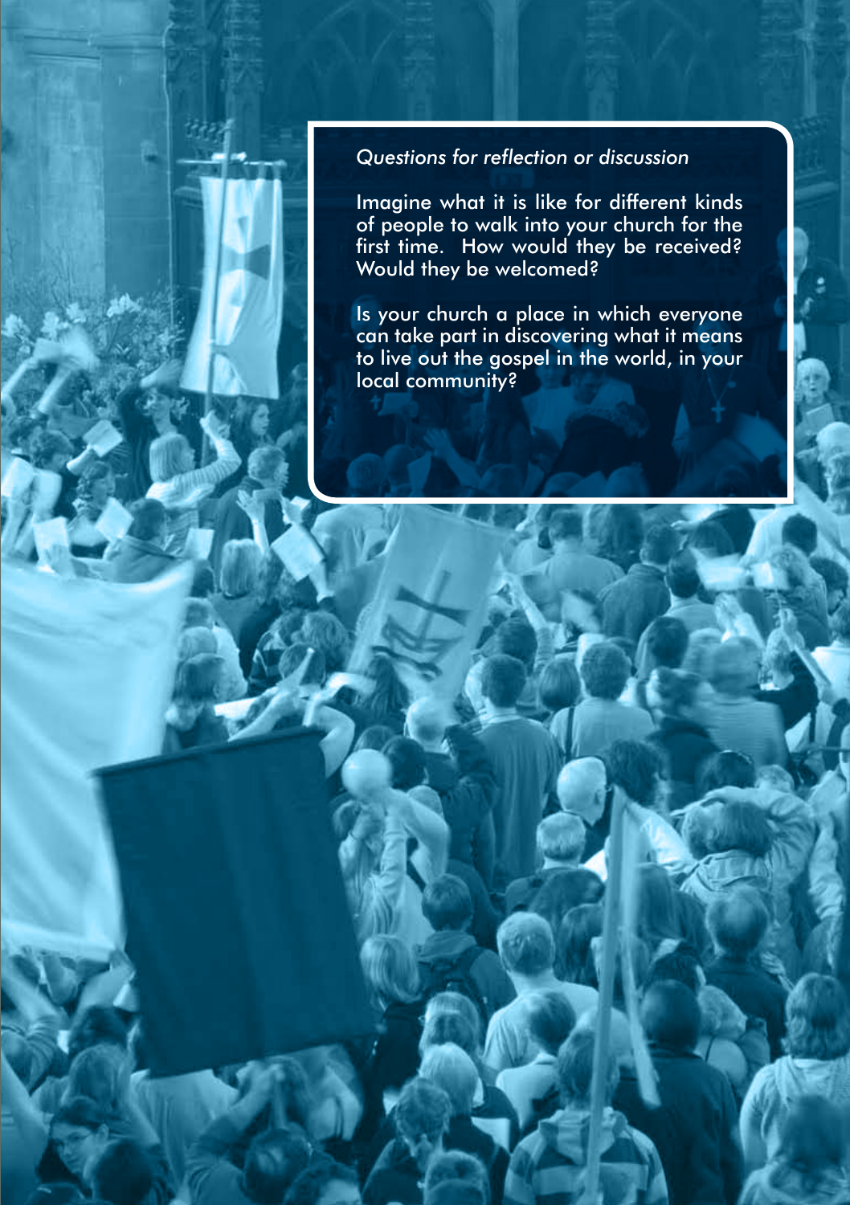*Questions for reflection or discussion*

Imagine what it is like for different kinds of people to walk into your church for the first time. How would they be received? Would they be welcomed?

Is your church a place in which everyone can take part in discovering what it means to live out the gospel in the world, in your local community?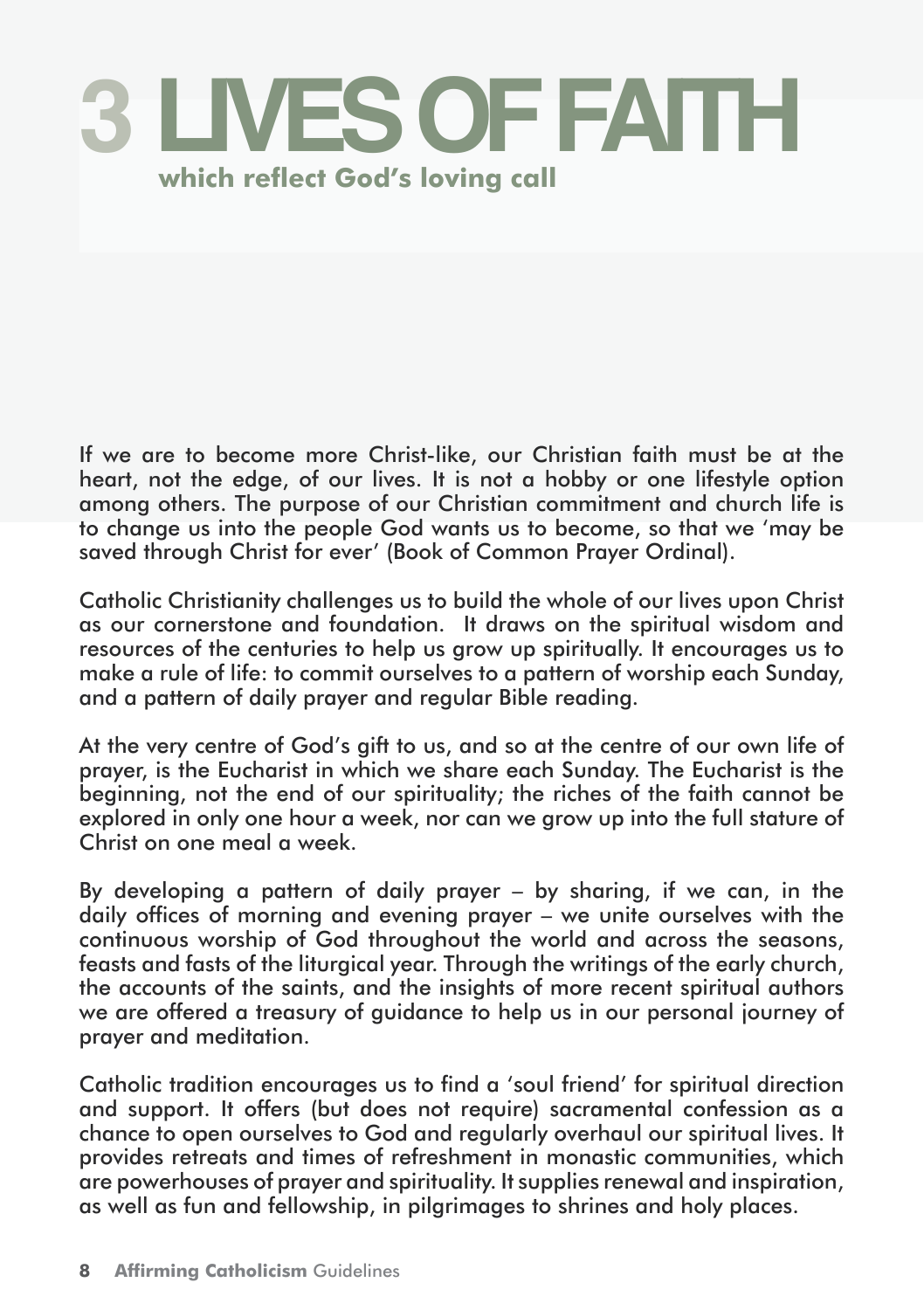# 3 LIVES OF FAITH

## which reflect God's loving call

If we are to become more Christ-like, our Christian faith must be at the heart, not the edge, of our lives. It is not a hobby or one lifestyle option among others. The purpose of our Christian commitment and church life is to change us into the people God wants us to become, so that we 'may be saved through Christ for ever' (Book of Common Prayer Ordinal).

Catholic Christianity challenges us to build the whole of our lives upon Christ as our cornerstone and foundation. It draws on the spiritual wisdom and resources of the centuries to help us grow up spiritually. It encourages us to make a rule of life: to commit ourselves to a pattern of worship each Sunday, and a pattern of daily prayer and regular Bible reading.

At the very centre of God's gift to us, and so at the centre of our own life of prayer, is the Eucharist in which we share each Sunday. The Eucharist is the beginning, not the end of our spirituality; the riches of the faith cannot be explored in only one hour a week, nor can we grow up into the full stature of Christ on one meal a week.

By developing a pattern of daily prayer – by sharing, if we can, in the daily offices of morning and evening prayer – we unite ourselves with the continuous worship of God throughout the world and across the seasons, feasts and fasts of the liturgical year. Through the writings of the early church, the accounts of the saints, and the insights of more recent spiritual authors we are offered a treasury of guidance to help us in our personal journey of prayer and meditation.

Catholic tradition encourages us to find a 'soul friend' for spiritual direction and support. It offers (but does not require) sacramental confession as a chance to open ourselves to God and regularly overhaul our spiritual lives. It provides retreats and times of refreshment in monastic communities, which are powerhouses of prayer and spirituality. It supplies renewal and inspiration, as well as fun and fellowship, in pilgrimages to shrines and holy places.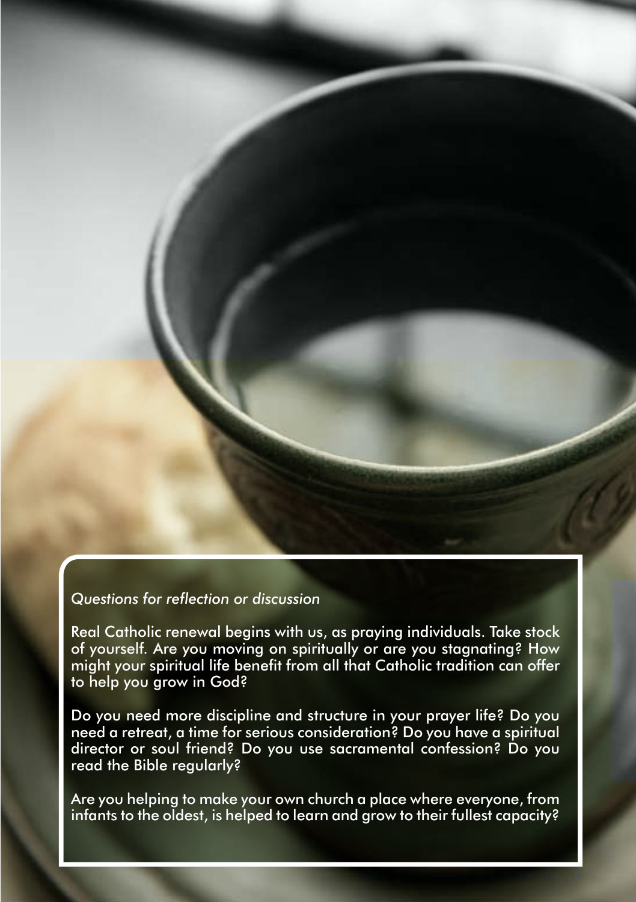*Questions for reflection or discussion*

Real Catholic renewal begins with us, as praying individuals. Take stock of yourself. Are you moving on spiritually or are you stagnating? How might your spiritual life benefit from all that Catholic tradition can offer to help you grow in God?

Do you need more discipline and structure in your prayer life? Do you need a retreat, a time for serious consideration? Do you have a spiritual director or soul friend? Do you use sacramental confession? Do you read the Bible regularly?

Are you helping to make your own church a place where everyone, from infants to the oldest, is helped to learn and grow to their fullest capacity?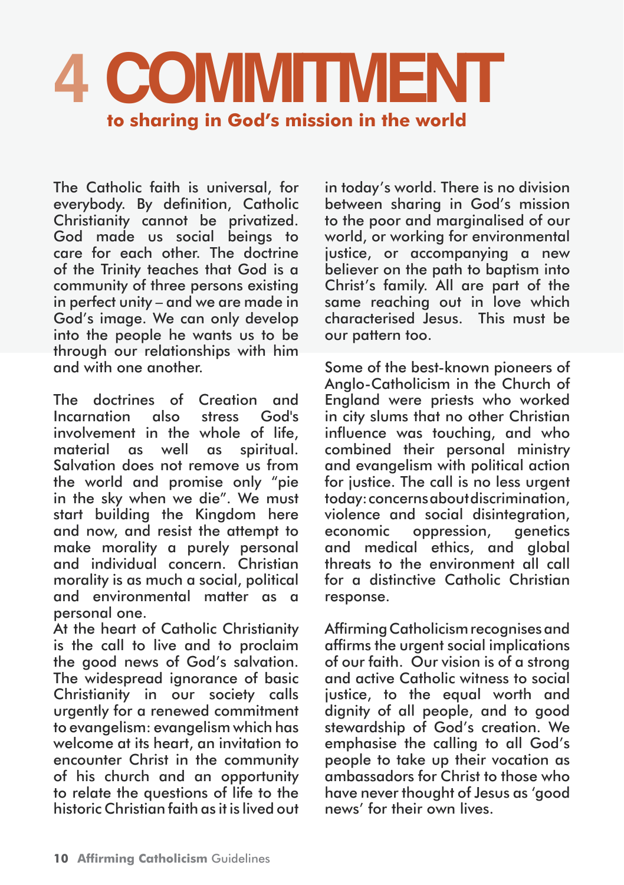# 4 COMMITMENT

## to sharing in God's mission in the world

The Catholic faith is universal, for everybody. By definition, Catholic Christianity cannot be privatized. God made us social beings to care for each other. The doctrine of the Trinity teaches that God is a community of three persons existing in perfect unity – and we are made in God's image. We can only develop into the people he wants us to be through our relationships with him and with one another.

The doctrines of Creation and Incarnation also stress God's involvement in the whole of life, material as well as spiritual. Salvation does not remove us from the world and promise only "pie in the sky when we die". We must start building the Kingdom here and now, and resist the attempt to make morality a purely personal and individual concern. Christian morality is as much a social, political and environmental matter as a personal one.

At the heart of Catholic Christianity is the call to live and to proclaim the good news of God's salvation. The widespread ignorance of basic Christianity in our society calls urgently for a renewed commitment to evangelism: evangelism which has welcome at its heart, an invitation to encounter Christ in the community of his church and an opportunity to relate the questions of life to the historic Christian faith as it is lived out in today's world. There is no division between sharing in God's mission to the poor and marginalised of our world, or working for environmental justice, or accompanying a new believer on the path to baptism into Christ's family. All are part of the same reaching out in love which characterised Jesus. This must be our pattern too.

Some of the best-known pioneers of Anglo-Catholicism in the Church of England were priests who worked in city slums that no other Christian influence was touching, and who combined their personal ministry and evangelism with political action for justice. The call is no less urgent today: concerns about discrimination, violence and social disintegration, economic oppression, genetics and medical ethics, and global threats to the environment all call for a distinctive Catholic Christian response.

Affirming Catholicism recognises and affirms the urgent social implications of our faith. Our vision is of a strong and active Catholic witness to social justice, to the equal worth and dignity of all people, and to good stewardship of God's creation. We emphasise the calling to all God's people to take up their vocation as ambassadors for Christ to those who have never thought of Jesus as 'good news' for their own lives.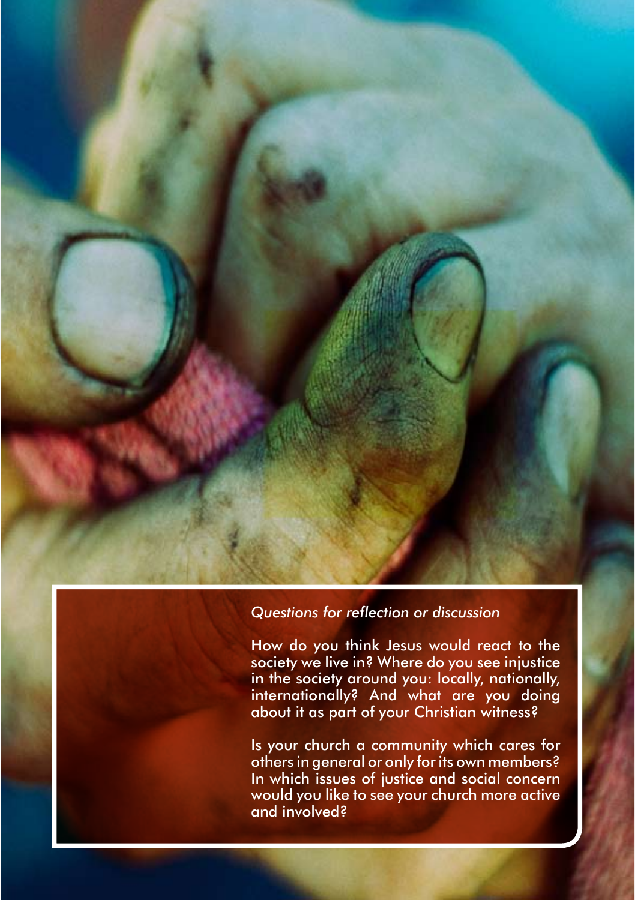*Questions for reflection or discussion*

How do you think Jesus would react to the society we live in? Where do you see injustice in the society around you: locally, nationally, internationally? And what are you doing about it as part of your Christian witness?

Is your church a community which cares for others in general or only for its own members? In which issues of justice and social concern would you like to see your church more active and involved?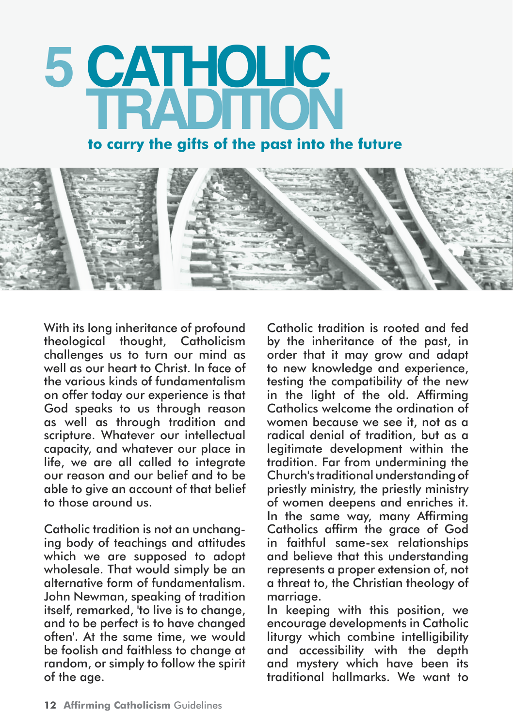# 5 CATHOLIC TRADITION

**to carry the gifts of the past into the future**

With its long inheritance of profound theological thought, Catholicism challenges us to turn our mind as well as our heart to Christ. In face of the various kinds of fundamentalism on offer today our experience is that God speaks to us through reason as well as through tradition and scripture. Whatever our intellectual capacity, and whatever our place in life, we are all called to integrate our reason and our belief and to be able to give an account of that belief to those around us.

Catholic tradition is not an unchanging body of teachings and attitudes which we are supposed to adopt wholesale. That would simply be an alternative form of fundamentalism. John Newman, speaking of tradition itself, remarked, 'to live is to change, and to be perfect is to have changed often'. At the same time, we would be foolish and faithless to change at random, or simply to follow the spirit of the age.

Catholic tradition is rooted and fed by the inheritance of the past, in order that it may grow and adapt to new knowledge and experience, testing the compatibility of the new in the light of the old. Affirming Catholics welcome the ordination of women because we see it, not as a radical denial of tradition, but as a legitimate development within the tradition. Far from undermining the Church's traditional understanding of priestly ministry, the priestly ministry of women deepens and enriches it. In the same way, many Affirming Catholics affirm the grace of God in faithful same-sex relationships and believe that this understanding represents a proper extension of, not a threat to, the Christian theology of marriage.

In keeping with this position, we encourage developments in Catholic liturgy which combine intelligibility and accessibility with the depth and mystery which have been its traditional hallmarks. We want to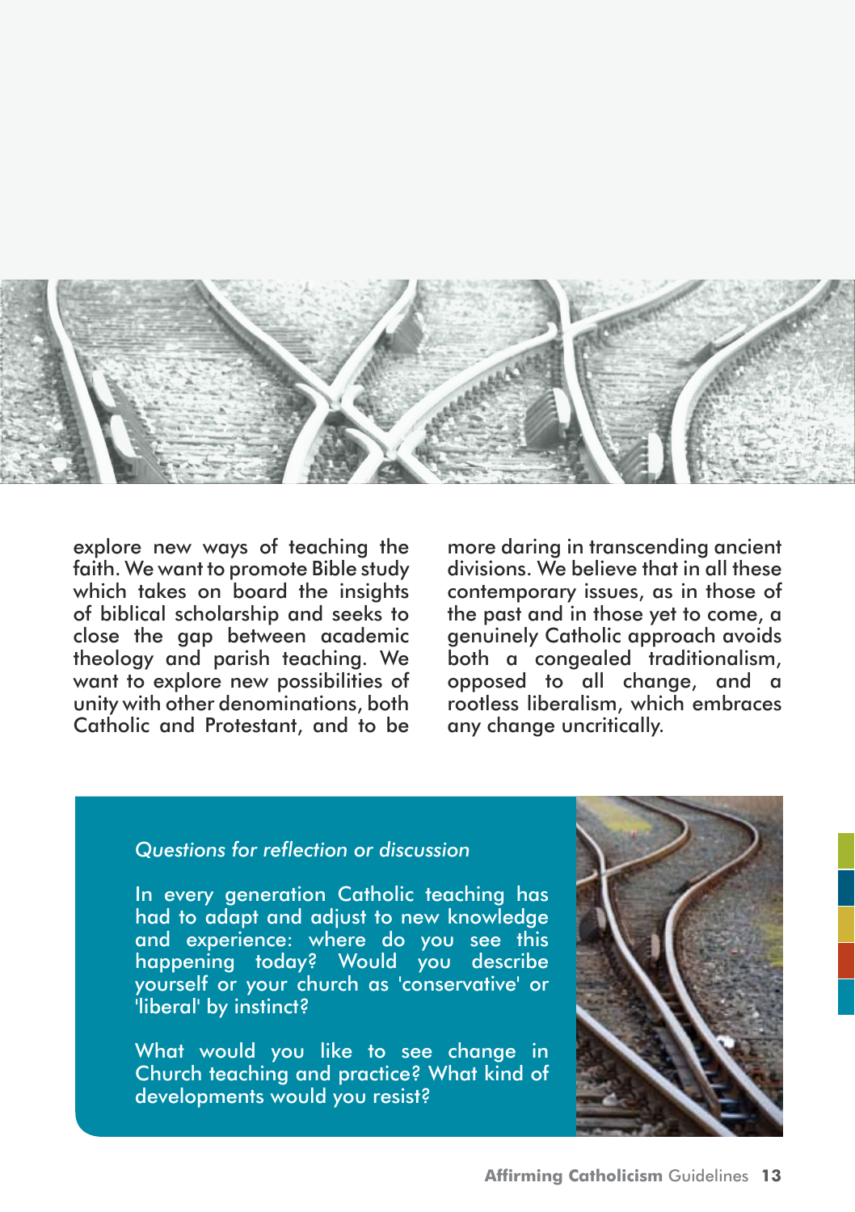explore new ways of teaching the faith. We want to promote Bible study which takes on board the insights of biblical scholarship and seeks to close the gap between academic theology and parish teaching. We want to explore new possibilities of unity with other denominations, both Catholic and Protestant, and to be more daring in transcending ancient divisions. We believe that in all these contemporary issues, as in those of the past and in those yet to come, a genuinely Catholic approach avoids both a congealed traditionalism, opposed to all change, and a rootless liberalism, which embraces any change uncritically.

*Questions for reflection or discussion*

In every generation Catholic teaching has had to adapt and adjust to new knowledge and experience: where do you see this happening today? Would you describe yourself or your church as 'conservative' or 'liberal' by instinct?

What would you like to see change in Church teaching and practice? What kind of developments would you resist?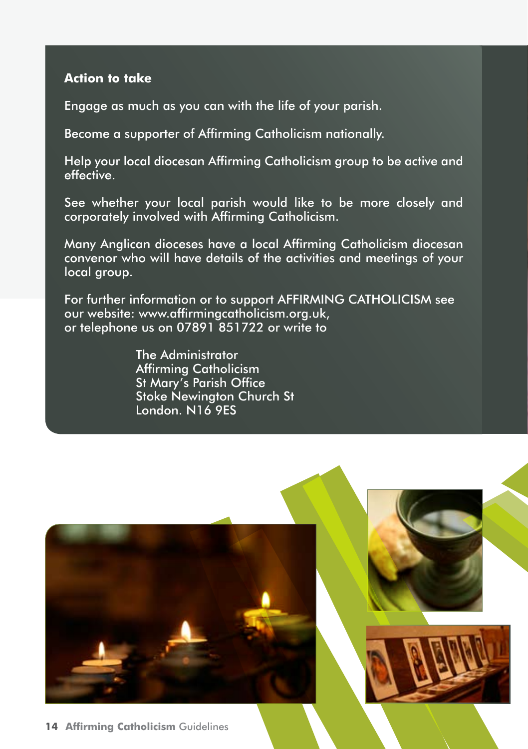## Action to take

Engage as much as you can with the life of your parish.

Become a supporter of Affirming Catholicism nationally.

Help your local diocesan Affirming Catholicism group to be active and effective.

See whether your local parish would like to be more closely and corporately involved with Affirming Catholicism.

Many Anglican dioceses have a local Affirming Catholicism diocesan convenor who will have details of the activities and meetings of your local group.

For further information or to support AFFIRMING CATHOLICISM see our website: www.affirmingcatholicism.org.uk,
or telephone us on 07891 851722 or write to

The Administrator
Affirming Catholicism
St Mary's Parish Office
Stoke Newington Church St
London. N16 9ES